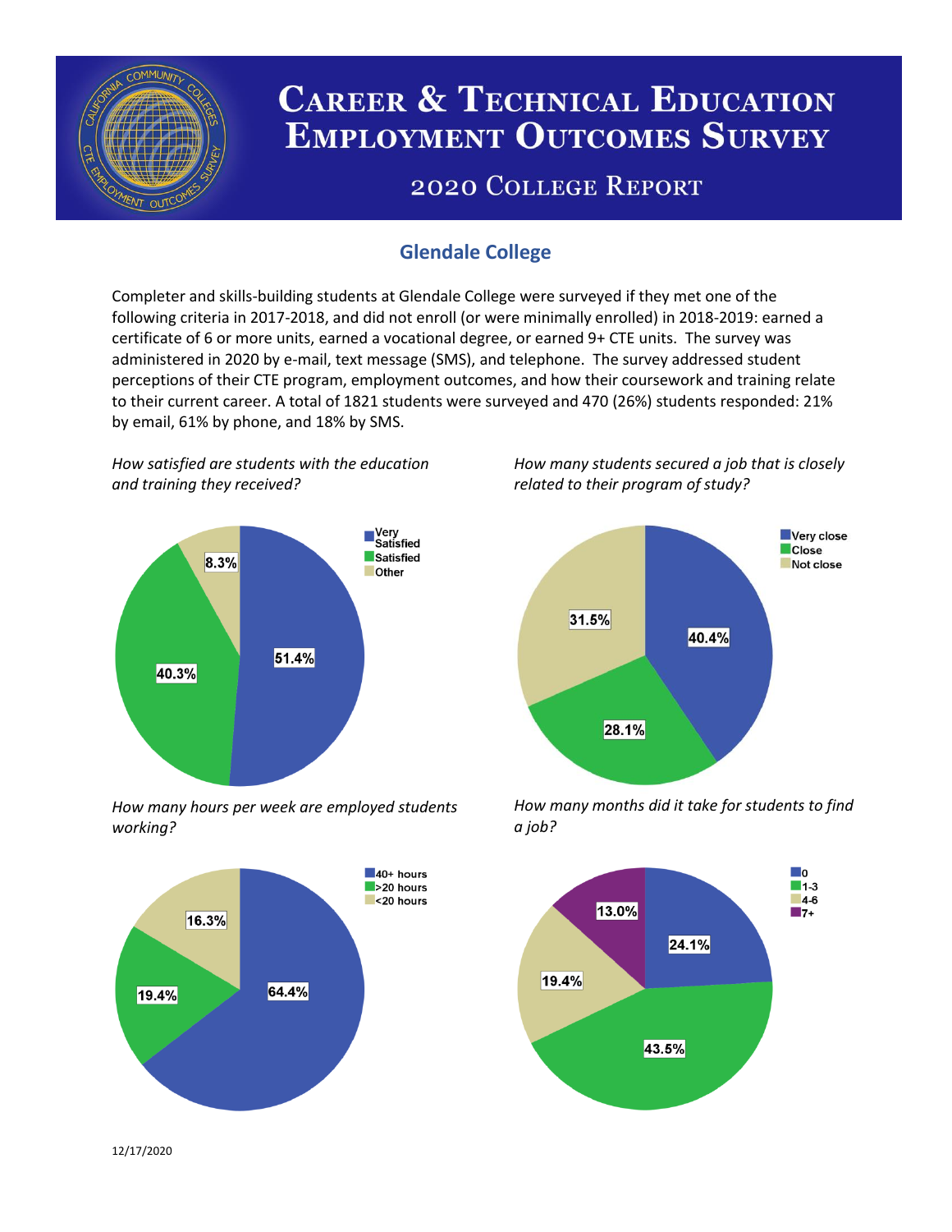# Career & Technical Education Employment Outcomes Survey

## 2020 College Report

### Glendale College

Completer and skills-building students at Glendale College were surveyed if they met one of the following criteria in 2017-2018, and did not enroll (or were minimally enrolled) in 2018-2019: earned a certificate of 6 or more units, earned a vocational degree, or earned 9+ CTE units. The survey was administered in 2020 by e-mail, text message (SMS), and telephone. The survey addressed student perceptions of their CTE program, employment outcomes, and how their coursework and training relate to their current career. A total of 1821 students were surveyed and 470 (26%) students responded: 21% by email, 61% by phone, and 18% by SMS.

*How satisfied are students with the education and training they received?*

| Response | Percent |
|---|---|
| Very Satisfied | 51.4% |
| Satisfied | 40.3% |
| Other | 8.3% |

*How many students secured a job that is closely related to their program of study?*

| Response | Percent |
|---|---|
| Very close | 40.4% |
| Close | 28.1% |
| Not close | 31.5% |

*How many hours per week are employed students working?*

| Response | Percent |
|---|---|
| 40+ hours | 64.4% |
| >20 hours | 19.4% |
| <20 hours | 16.3% |

*How many months did it take for students to find a job?*

| Response | Percent |
|---|---|
| 0 | 24.1% |
| 1-3 | 43.5% |
| 4-6 | 19.4% |
| 7+ | 13.0% |

12/17/2020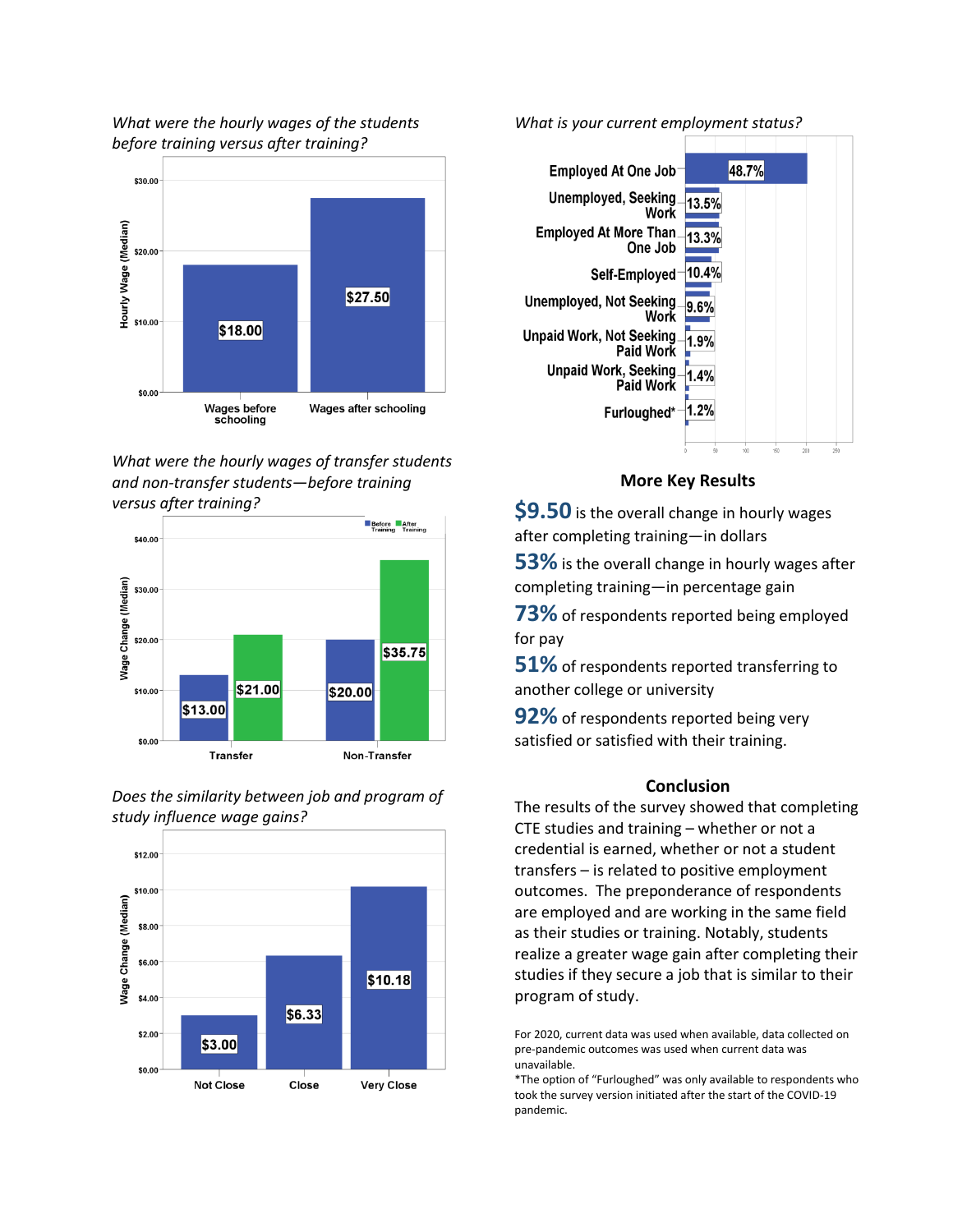*What were the hourly wages of the students before training versus after training?*

$30.00
$20.00
$10.00
$0.00
Hourly Wage (Median)
$18.00
$27.50
Wages before schooling
Wages after schooling

*What were the hourly wages of transfer students and non-transfer students—before training versus after training?*

Before Training
After Training
$40.00
$30.00
$20.00
$10.00
$0.00
Wage Change (Median)
$13.00
$21.00
$20.00
$35.75
Transfer
Non-Transfer

*Does the similarity between job and program of study influence wage gains?*

$12.00
$10.00
$8.00
$6.00
$4.00
$2.00
$0.00
Wage Change (Median)
$3.00
$6.33
$10.18
Not Close
Close
Very Close

*What is your current employment status?*

Employed At One Job 48.7%
Unemployed, Seeking Work 13.5%
Employed At More Than One Job 13.3%
Self-Employed 10.4%
Unemployed, Not Seeking Work 9.6%
Unpaid Work, Not Seeking Paid Work 1.9%
Unpaid Work, Seeking Paid Work 1.4%
Furloughed* 1.2%

0
50
100
150
200
250

## More Key Results

**$9.50** is the overall change in hourly wages after completing training—in dollars

**53%** is the overall change in hourly wages after completing training—in percentage gain

**73%** of respondents reported being employed for pay

**51%** of respondents reported transferring to another college or university

**92%** of respondents reported being very satisfied or satisfied with their training.

## Conclusion

The results of the survey showed that completing CTE studies and training – whether or not a credential is earned, whether or not a student transfers – is related to positive employment outcomes. The preponderance of respondents are employed and are working in the same field as their studies or training. Notably, students realize a greater wage gain after completing their studies if they secure a job that is similar to their program of study.

For 2020, current data was used when available, data collected on pre-pandemic outcomes was used when current data was unavailable.
*The option of "Furloughed" was only available to respondents who took the survey version initiated after the start of the COVID-19 pandemic.